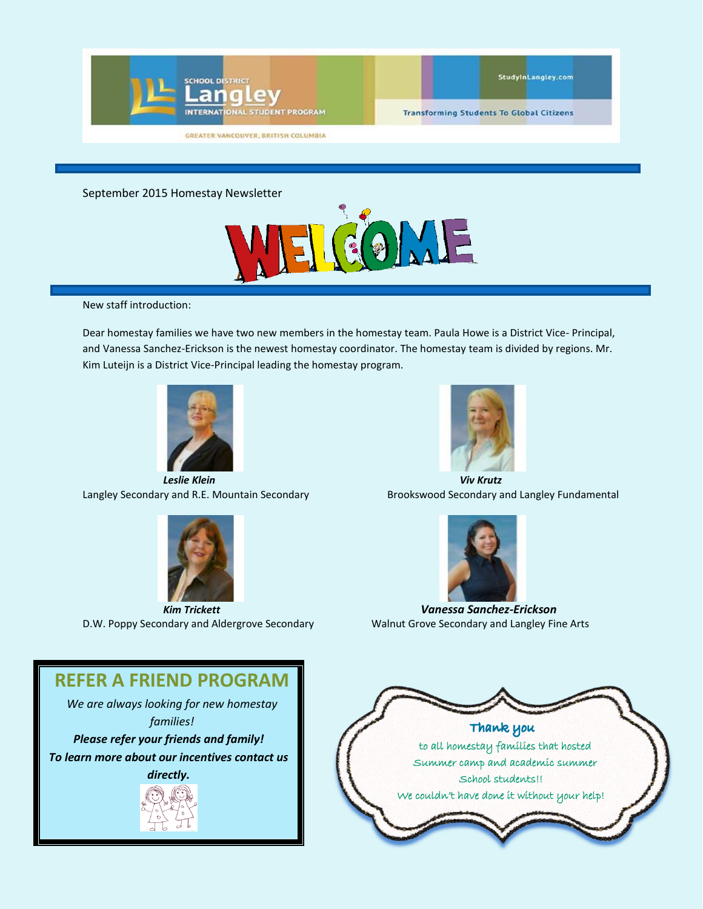SCHOOL DISTRICT **Langley** INTERNATIONAL STUDENT PROGRAM

StudyInLangley.com

Transforming Students To Global Citizens

GREATER VANCOUVER, BRITISH COLUMBIA

September 2015 Homestay Newsletter

# WELCOME

New staff introduction:

Dear homestay families we have two new members in the homestay team. Paula Howe is a District Vice- Principal, and Vanessa Sanchez-Erickson is the newest homestay coordinator. The homestay team is divided by regions. Mr. Kim Luteijn is a District Vice-Principal leading the homestay program.

***Leslie Klein***
Langley Secondary and R.E. Mountain Secondary

***Viv Krutz***
Brookswood Secondary and Langley Fundamental

***Kim Trickett***
D.W. Poppy Secondary and Aldergrove Secondary

***Vanessa Sanchez-Erickson***
Walnut Grove Secondary and Langley Fine Arts

## REFER A FRIEND PROGRAM

*We are always looking for new homestay families!*

***Please refer your friends and family!***

***To learn more about our incentives contact us directly.***

**Thank you**

to all homestay families that hosted Summer camp and academic summer School students!!

We couldn't have done it without your help!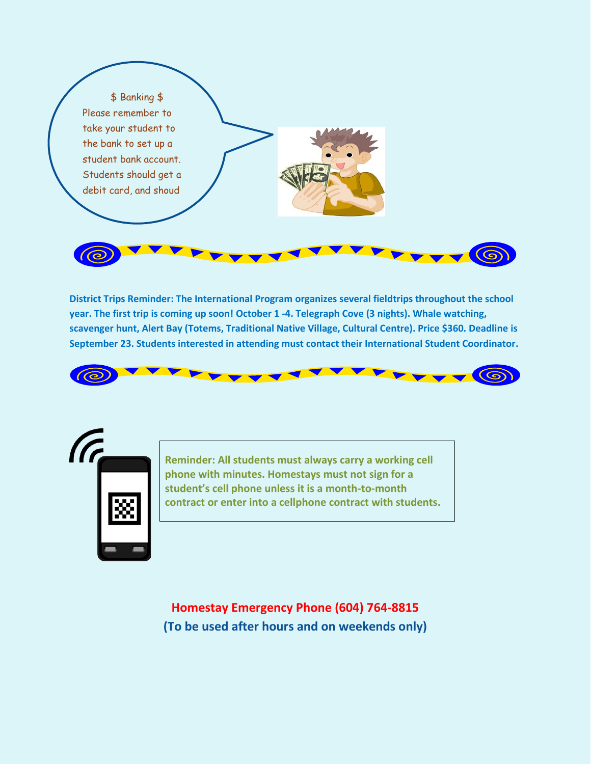$ Banking $

Please remember to take your student to the bank to set up a student bank account. Students should get a debit card, and shoud

**District Trips Reminder: The International Program organizes several fieldtrips throughout the school year. The first trip is coming up soon! October 1 -4. Telegraph Cove (3 nights). Whale watching, scavenger hunt, Alert Bay (Totems, Traditional Native Village, Cultural Centre). Price $360. Deadline is September 23. Students interested in attending must contact their International Student Coordinator.**

**Reminder: All students must always carry a working cell phone with minutes. Homestays must not sign for a student's cell phone unless it is a month-to-month contract or enter into a cellphone contract with students.**

**Homestay Emergency Phone (604) 764-8815**

**(To be used after hours and on weekends only)**